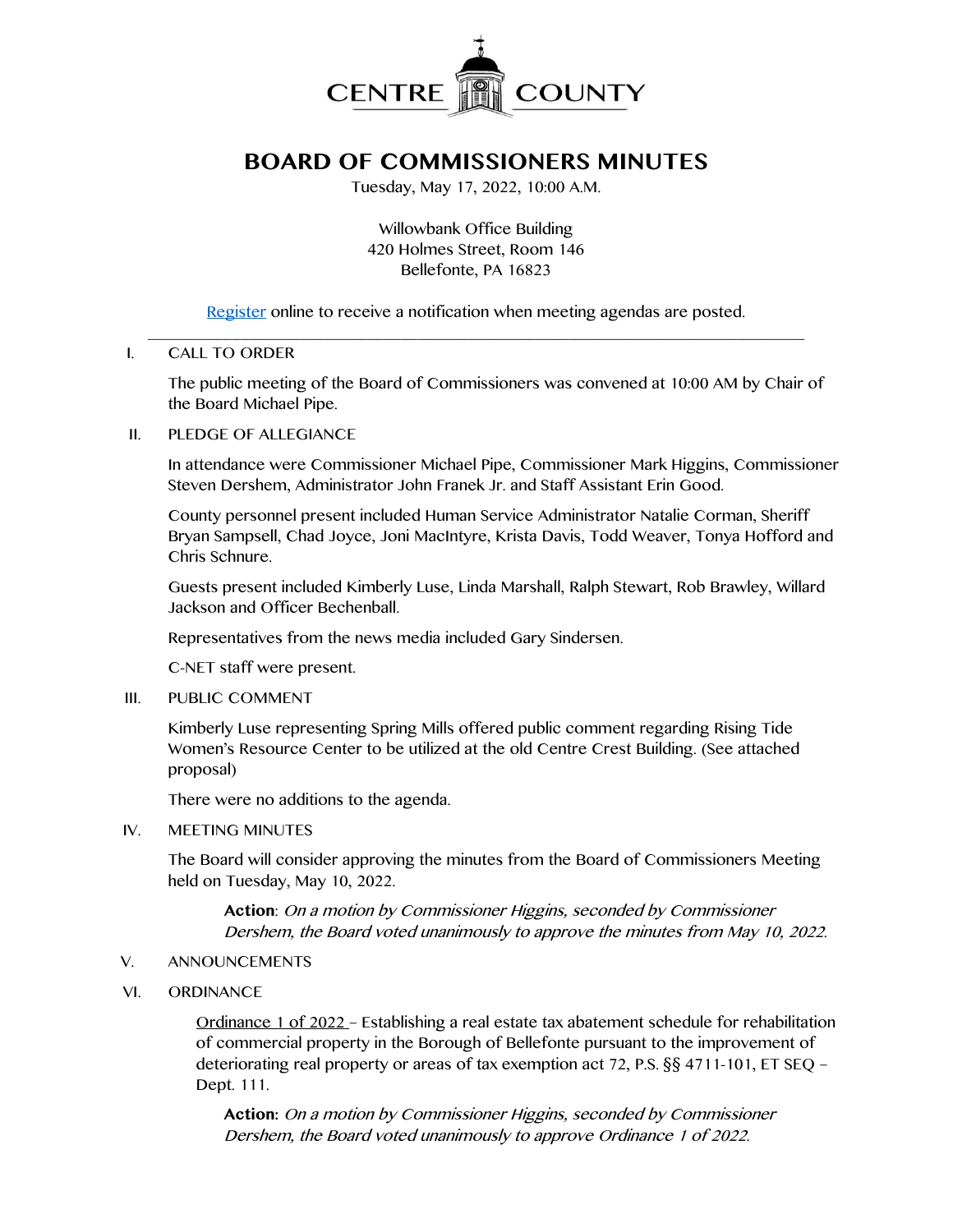CENTRE COUNTY

# BOARD OF COMMISSIONERS MINUTES

Tuesday, May 17, 2022, 10:00 A.M.

Willowbank Office Building
420 Holmes Street, Room 146
Bellefonte, PA 16823

Register online to receive a notification when meeting agendas are posted.

---

I. CALL TO ORDER

The public meeting of the Board of Commissioners was convened at 10:00 AM by Chair of the Board Michael Pipe.

II. PLEDGE OF ALLEGIANCE

In attendance were Commissioner Michael Pipe, Commissioner Mark Higgins, Commissioner Steven Dershem, Administrator John Franek Jr. and Staff Assistant Erin Good.

County personnel present included Human Service Administrator Natalie Corman, Sheriff Bryan Sampsell, Chad Joyce, Joni MacIntyre, Krista Davis, Todd Weaver, Tonya Hofford and Chris Schnure.

Guests present included Kimberly Luse, Linda Marshall, Ralph Stewart, Rob Brawley, Willard Jackson and Officer Bechenball.

Representatives from the news media included Gary Sindersen.

C-NET staff were present.

III. PUBLIC COMMENT

Kimberly Luse representing Spring Mills offered public comment regarding Rising Tide Women's Resource Center to be utilized at the old Centre Crest Building. (See attached proposal)

There were no additions to the agenda.

IV. MEETING MINUTES

The Board will consider approving the minutes from the Board of Commissioners Meeting held on Tuesday, May 10, 2022.

> **Action**: *On a motion by Commissioner Higgins, seconded by Commissioner Dershem, the Board voted unanimously to approve the minutes from May 10, 2022.*

V. ANNOUNCEMENTS

VI. ORDINANCE

Ordinance 1 of 2022 – Establishing a real estate tax abatement schedule for rehabilitation of commercial property in the Borough of Bellefonte pursuant to the improvement of deteriorating real property or areas of tax exemption act 72, P.S. §§ 4711-101, ET SEQ – Dept. 111.

> **Action:** *On a motion by Commissioner Higgins, seconded by Commissioner Dershem, the Board voted unanimously to approve Ordinance 1 of 2022.*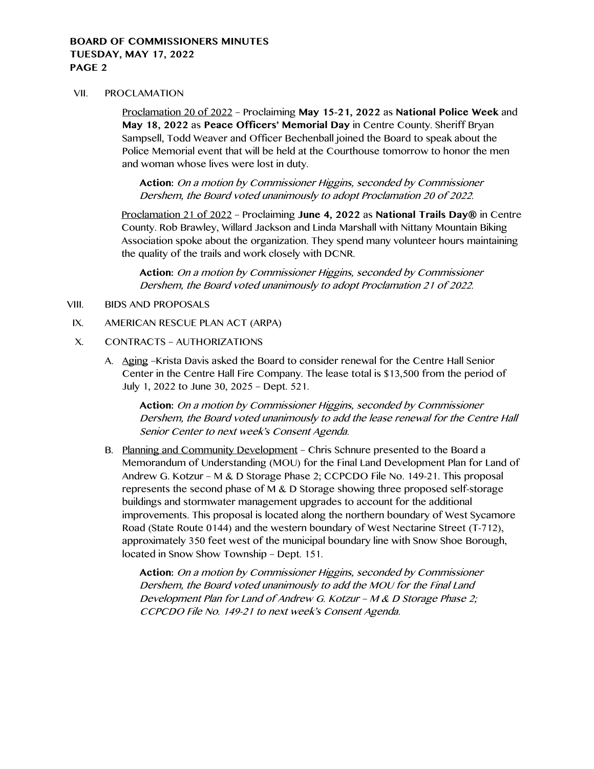VII. PROCLAMATION

Proclamation 20 of 2022 – Proclaiming **May 15-21, 2022** as **National Police Week** and **May 18, 2022** as **Peace Officers' Memorial Day** in Centre County. Sheriff Bryan Sampsell, Todd Weaver and Officer Bechenball joined the Board to speak about the Police Memorial event that will be held at the Courthouse tomorrow to honor the men and woman whose lives were lost in duty.

> **Action:** *On a motion by Commissioner Higgins, seconded by Commissioner Dershem, the Board voted unanimously to adopt Proclamation 20 of 2022.*

Proclamation 21 of 2022 – Proclaiming **June 4, 2022** as **National Trails Day®** in Centre County. Rob Brawley, Willard Jackson and Linda Marshall with Nittany Mountain Biking Association spoke about the organization. They spend many volunteer hours maintaining the quality of the trails and work closely with DCNR.

> **Action:** *On a motion by Commissioner Higgins, seconded by Commissioner Dershem, the Board voted unanimously to adopt Proclamation 21 of 2022.*

VIII. BIDS AND PROPOSALS

IX. AMERICAN RESCUE PLAN ACT (ARPA)

X. CONTRACTS – AUTHORIZATIONS

A. Aging –Krista Davis asked the Board to consider renewal for the Centre Hall Senior Center in the Centre Hall Fire Company. The lease total is $13,500 from the period of July 1, 2022 to June 30, 2025 – Dept. 521.

> **Action:** *On a motion by Commissioner Higgins, seconded by Commissioner Dershem, the Board voted unanimously to add the lease renewal for the Centre Hall Senior Center to next week's Consent Agenda.*

B. Planning and Community Development – Chris Schnure presented to the Board a Memorandum of Understanding (MOU) for the Final Land Development Plan for Land of Andrew G. Kotzur – M & D Storage Phase 2; CCPCDO File No. 149-21. This proposal represents the second phase of M & D Storage showing three proposed self-storage buildings and stormwater management upgrades to account for the additional improvements. This proposal is located along the northern boundary of West Sycamore Road (State Route 0144) and the western boundary of West Nectarine Street (T-712), approximately 350 feet west of the municipal boundary line with Snow Shoe Borough, located in Snow Show Township – Dept. 151.

> **Action:** *On a motion by Commissioner Higgins, seconded by Commissioner Dershem, the Board voted unanimously to add the MOU for the Final Land Development Plan for Land of Andrew G. Kotzur – M & D Storage Phase 2; CCPCDO File No. 149-21 to next week's Consent Agenda.*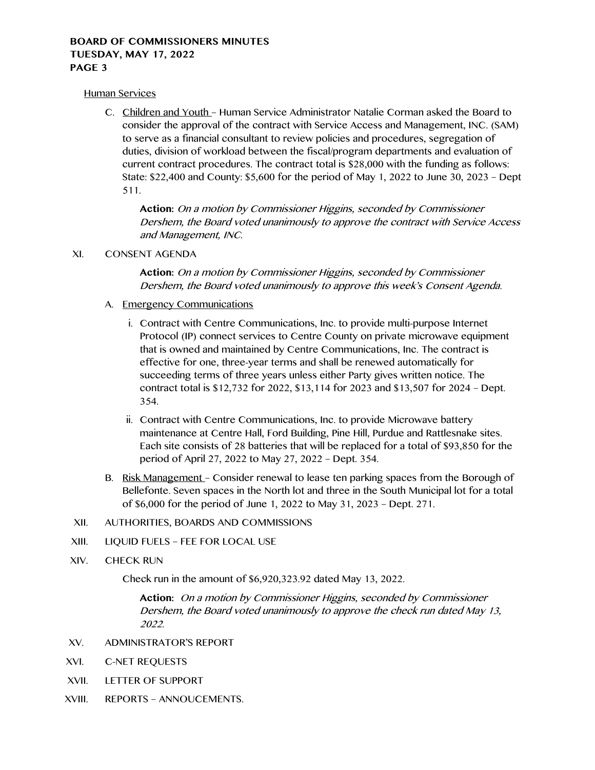Human Services

C. Children and Youth – Human Service Administrator Natalie Corman asked the Board to consider the approval of the contract with Service Access and Management, INC. (SAM) to serve as a financial consultant to review policies and procedures, segregation of duties, division of workload between the fiscal/program departments and evaluation of current contract procedures. The contract total is $28,000 with the funding as follows: State: $22,400 and County: $5,600 for the period of May 1, 2022 to June 30, 2023 – Dept 511.

    **Action:** *On a motion by Commissioner Higgins, seconded by Commissioner Dershem, the Board voted unanimously to approve the contract with Service Access and Management, INC.*

XI. CONSENT AGENDA

    **Action:** *On a motion by Commissioner Higgins, seconded by Commissioner Dershem, the Board voted unanimously to approve this week's Consent Agenda.*

A. Emergency Communications

   i. Contract with Centre Communications, Inc. to provide multi-purpose Internet Protocol (IP) connect services to Centre County on private microwave equipment that is owned and maintained by Centre Communications, Inc. The contract is effective for one, three-year terms and shall be renewed automatically for succeeding terms of three years unless either Party gives written notice. The contract total is $12,732 for 2022, $13,114 for 2023 and $13,507 for 2024 – Dept. 354.

   ii. Contract with Centre Communications, Inc. to provide Microwave battery maintenance at Centre Hall, Ford Building, Pine Hill, Purdue and Rattlesnake sites. Each site consists of 28 batteries that will be replaced for a total of $93,850 for the period of April 27, 2022 to May 27, 2022 – Dept. 354.

B. Risk Management – Consider renewal to lease ten parking spaces from the Borough of Bellefonte. Seven spaces in the North lot and three in the South Municipal lot for a total of $6,000 for the period of June 1, 2022 to May 31, 2023 – Dept. 271.

XII. AUTHORITIES, BOARDS AND COMMISSIONS

XIII. LIQUID FUELS – FEE FOR LOCAL USE

XIV. CHECK RUN

Check run in the amount of $6,920,323.92 dated May 13, 2022.

    **Action:** *On a motion by Commissioner Higgins, seconded by Commissioner Dershem, the Board voted unanimously to approve the check run dated May 13, 2022.*

XV. ADMINISTRATOR'S REPORT

XVI. C-NET REQUESTS

XVII. LETTER OF SUPPORT

XVIII. REPORTS – ANNOUCEMENTS.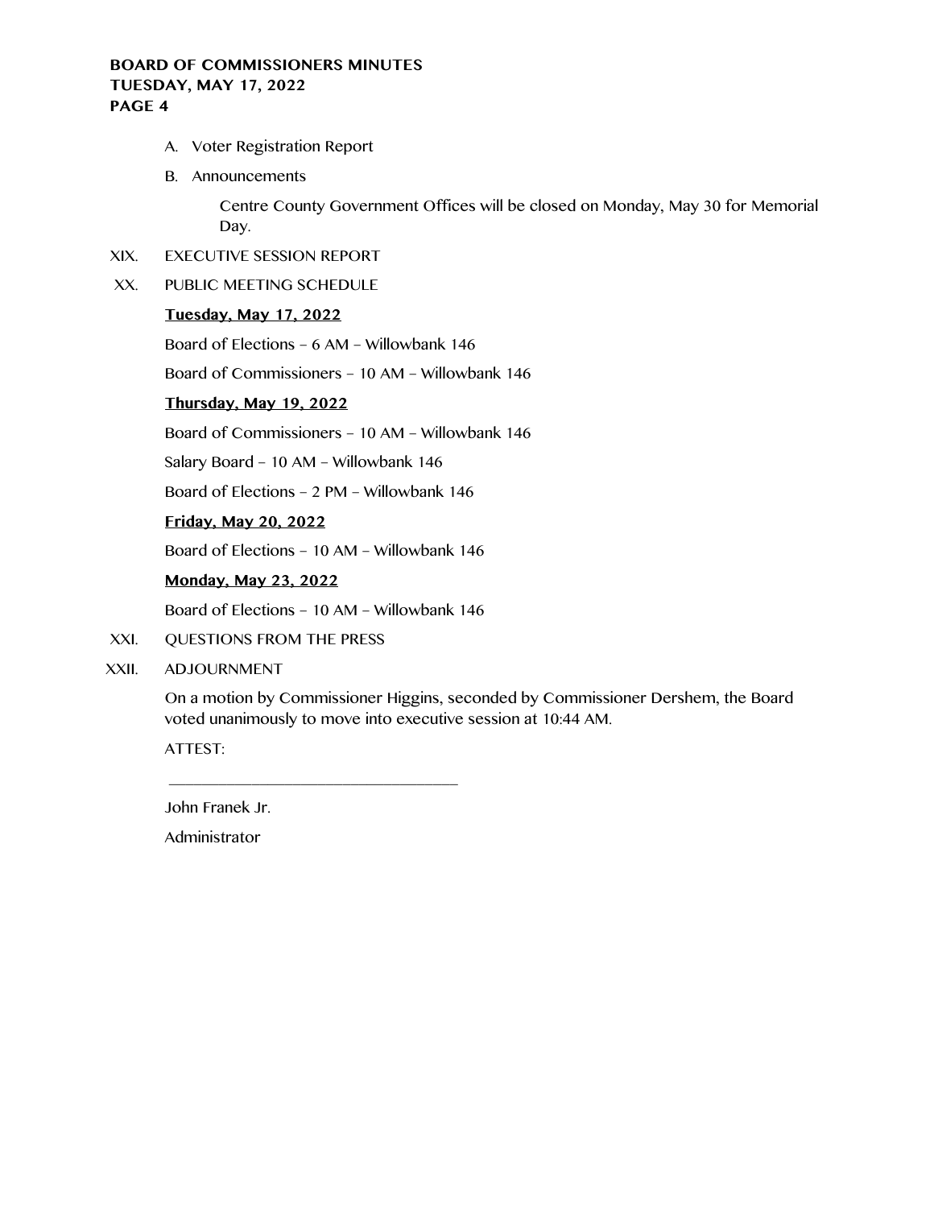A. Voter Registration Report

B. Announcements

Centre County Government Offices will be closed on Monday, May 30 for Memorial Day.

XIX. EXECUTIVE SESSION REPORT

XX. PUBLIC MEETING SCHEDULE

**Tuesday, May 17, 2022**

Board of Elections – 6 AM – Willowbank 146

Board of Commissioners – 10 AM – Willowbank 146

**Thursday, May 19, 2022**

Board of Commissioners – 10 AM – Willowbank 146

Salary Board – 10 AM – Willowbank 146

Board of Elections – 2 PM – Willowbank 146

**Friday, May 20, 2022**

Board of Elections – 10 AM – Willowbank 146

**Monday, May 23, 2022**

Board of Elections – 10 AM – Willowbank 146

XXI. QUESTIONS FROM THE PRESS

XXII. ADJOURNMENT

On a motion by Commissioner Higgins, seconded by Commissioner Dershem, the Board voted unanimously to move into executive session at 10:44 AM.

ATTEST:

\_\_\_\_\_\_\_\_\_\_\_\_\_\_\_\_\_\_\_\_\_\_\_\_\_\_\_\_\_\_\_\_\_\_

John Franek Jr.

Administrator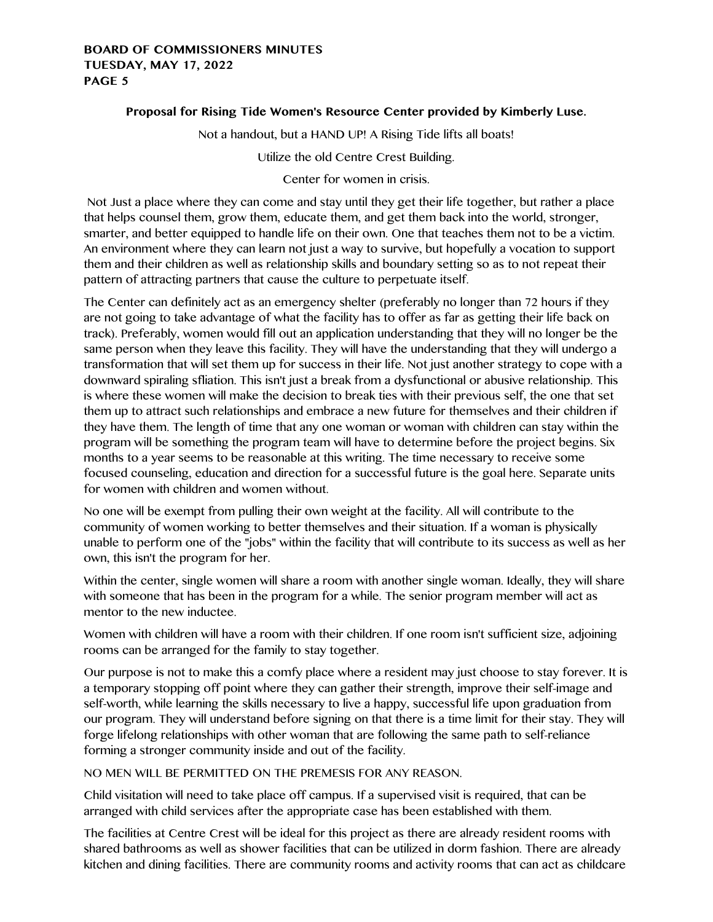**Proposal for Rising Tide Women's Resource Center provided by Kimberly Luse.**

Not a handout, but a HAND UP! A Rising Tide lifts all boats!

Utilize the old Centre Crest Building.

Center for women in crisis.

Not Just a place where they can come and stay until they get their life together, but rather a place that helps counsel them, grow them, educate them, and get them back into the world, stronger, smarter, and better equipped to handle life on their own. One that teaches them not to be a victim. An environment where they can learn not just a way to survive, but hopefully a vocation to support them and their children as well as relationship skills and boundary setting so as to not repeat their pattern of attracting partners that cause the culture to perpetuate itself.

The Center can definitely act as an emergency shelter (preferably no longer than 72 hours if they are not going to take advantage of what the facility has to offer as far as getting their life back on track). Preferably, women would fill out an application understanding that they will no longer be the same person when they leave this facility. They will have the understanding that they will undergo a transformation that will set them up for success in their life. Not just another strategy to cope with a downward spiraling sfliation. This isn't just a break from a dysfunctional or abusive relationship. This is where these women will make the decision to break ties with their previous self, the one that set them up to attract such relationships and embrace a new future for themselves and their children if they have them. The length of time that any one woman or woman with children can stay within the program will be something the program team will have to determine before the project begins. Six months to a year seems to be reasonable at this writing. The time necessary to receive some focused counseling, education and direction for a successful future is the goal here. Separate units for women with children and women without.

No one will be exempt from pulling their own weight at the facility. All will contribute to the community of women working to better themselves and their situation. If a woman is physically unable to perform one of the "jobs" within the facility that will contribute to its success as well as her own, this isn't the program for her.

Within the center, single women will share a room with another single woman. Ideally, they will share with someone that has been in the program for a while. The senior program member will act as mentor to the new inductee.

Women with children will have a room with their children. If one room isn't sufficient size, adjoining rooms can be arranged for the family to stay together.

Our purpose is not to make this a comfy place where a resident may just choose to stay forever. It is a temporary stopping off point where they can gather their strength, improve their self-image and self-worth, while learning the skills necessary to live a happy, successful life upon graduation from our program. They will understand before signing on that there is a time limit for their stay. They will forge lifelong relationships with other woman that are following the same path to self-reliance forming a stronger community inside and out of the facility.

NO MEN WILL BE PERMITTED ON THE PREMESIS FOR ANY REASON.

Child visitation will need to take place off campus. If a supervised visit is required, that can be arranged with child services after the appropriate case has been established with them.

The facilities at Centre Crest will be ideal for this project as there are already resident rooms with shared bathrooms as well as shower facilities that can be utilized in dorm fashion. There are already kitchen and dining facilities. There are community rooms and activity rooms that can act as childcare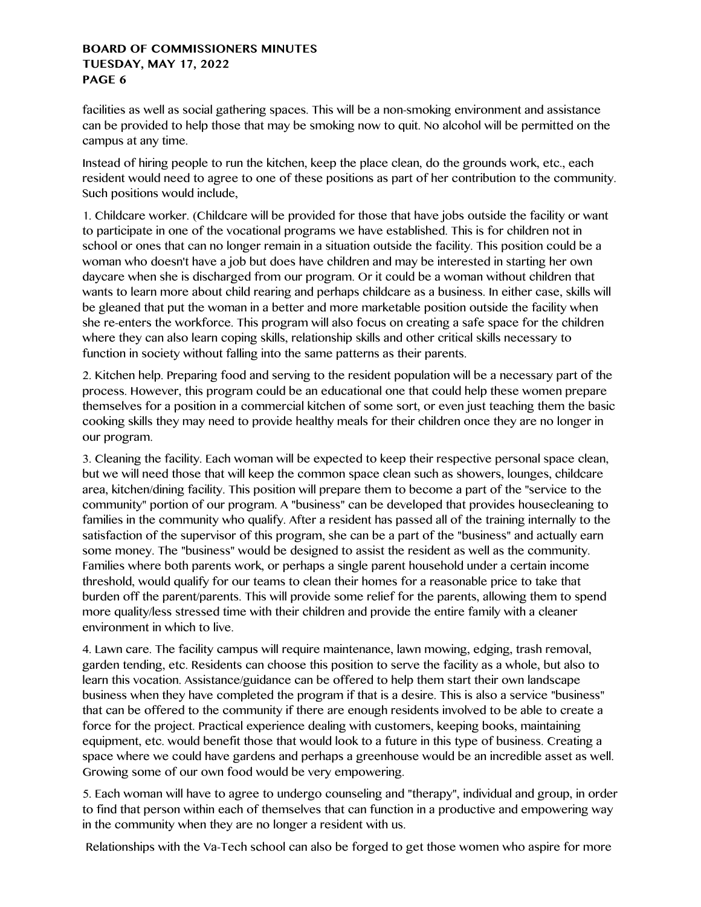facilities as well as social gathering spaces. This will be a non-smoking environment and assistance can be provided to help those that may be smoking now to quit. No alcohol will be permitted on the campus at any time.

Instead of hiring people to run the kitchen, keep the place clean, do the grounds work, etc., each resident would need to agree to one of these positions as part of her contribution to the community. Such positions would include,

1. Childcare worker. (Childcare will be provided for those that have jobs outside the facility or want to participate in one of the vocational programs we have established. This is for children not in school or ones that can no longer remain in a situation outside the facility. This position could be a woman who doesn't have a job but does have children and may be interested in starting her own daycare when she is discharged from our program. Or it could be a woman without children that wants to learn more about child rearing and perhaps childcare as a business. In either case, skills will be gleaned that put the woman in a better and more marketable position outside the facility when she re-enters the workforce. This program will also focus on creating a safe space for the children where they can also learn coping skills, relationship skills and other critical skills necessary to function in society without falling into the same patterns as their parents.

2. Kitchen help. Preparing food and serving to the resident population will be a necessary part of the process. However, this program could be an educational one that could help these women prepare themselves for a position in a commercial kitchen of some sort, or even just teaching them the basic cooking skills they may need to provide healthy meals for their children once they are no longer in our program.

3. Cleaning the facility. Each woman will be expected to keep their respective personal space clean, but we will need those that will keep the common space clean such as showers, lounges, childcare area, kitchen/dining facility. This position will prepare them to become a part of the "service to the community" portion of our program. A "business" can be developed that provides housecleaning to families in the community who qualify. After a resident has passed all of the training internally to the satisfaction of the supervisor of this program, she can be a part of the "business" and actually earn some money. The "business" would be designed to assist the resident as well as the community. Families where both parents work, or perhaps a single parent household under a certain income threshold, would qualify for our teams to clean their homes for a reasonable price to take that burden off the parent/parents. This will provide some relief for the parents, allowing them to spend more quality/less stressed time with their children and provide the entire family with a cleaner environment in which to live.

4. Lawn care. The facility campus will require maintenance, lawn mowing, edging, trash removal, garden tending, etc. Residents can choose this position to serve the facility as a whole, but also to learn this vocation. Assistance/guidance can be offered to help them start their own landscape business when they have completed the program if that is a desire. This is also a service "business" that can be offered to the community if there are enough residents involved to be able to create a force for the project. Practical experience dealing with customers, keeping books, maintaining equipment, etc. would benefit those that would look to a future in this type of business. Creating a space where we could have gardens and perhaps a greenhouse would be an incredible asset as well. Growing some of our own food would be very empowering.

5. Each woman will have to agree to undergo counseling and "therapy", individual and group, in order to find that person within each of themselves that can function in a productive and empowering way in the community when they are no longer a resident with us.

Relationships with the Va-Tech school can also be forged to get those women who aspire for more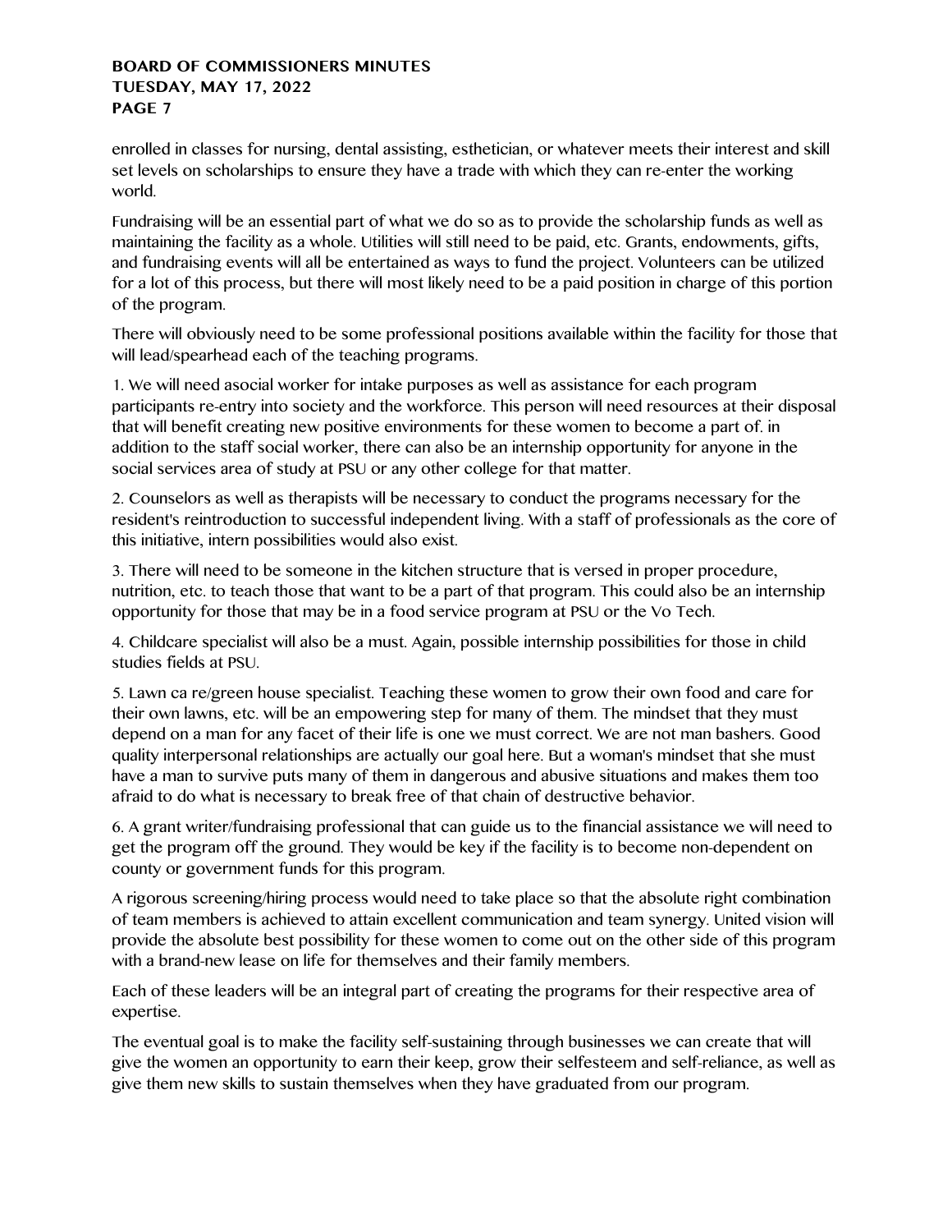enrolled in classes for nursing, dental assisting, esthetician, or whatever meets their interest and skill set levels on scholarships to ensure they have a trade with which they can re-enter the working world.

Fundraising will be an essential part of what we do so as to provide the scholarship funds as well as maintaining the facility as a whole. Utilities will still need to be paid, etc. Grants, endowments, gifts, and fundraising events will all be entertained as ways to fund the project. Volunteers can be utilized for a lot of this process, but there will most likely need to be a paid position in charge of this portion of the program.

There will obviously need to be some professional positions available within the facility for those that will lead/spearhead each of the teaching programs.

1. We will need asocial worker for intake purposes as well as assistance for each program participants re-entry into society and the workforce. This person will need resources at their disposal that will benefit creating new positive environments for these women to become a part of. in addition to the staff social worker, there can also be an internship opportunity for anyone in the social services area of study at PSU or any other college for that matter.

2. Counselors as well as therapists will be necessary to conduct the programs necessary for the resident's reintroduction to successful independent living. With a staff of professionals as the core of this initiative, intern possibilities would also exist.

3. There will need to be someone in the kitchen structure that is versed in proper procedure, nutrition, etc. to teach those that want to be a part of that program. This could also be an internship opportunity for those that may be in a food service program at PSU or the Vo Tech.

4. Childcare specialist will also be a must. Again, possible internship possibilities for those in child studies fields at PSU.

5. Lawn ca re/green house specialist. Teaching these women to grow their own food and care for their own lawns, etc. will be an empowering step for many of them. The mindset that they must depend on a man for any facet of their life is one we must correct. We are not man bashers. Good quality interpersonal relationships are actually our goal here. But a woman's mindset that she must have a man to survive puts many of them in dangerous and abusive situations and makes them too afraid to do what is necessary to break free of that chain of destructive behavior.

6. A grant writer/fundraising professional that can guide us to the financial assistance we will need to get the program off the ground. They would be key if the facility is to become non-dependent on county or government funds for this program.

A rigorous screening/hiring process would need to take place so that the absolute right combination of team members is achieved to attain excellent communication and team synergy. United vision will provide the absolute best possibility for these women to come out on the other side of this program with a brand-new lease on life for themselves and their family members.

Each of these leaders will be an integral part of creating the programs for their respective area of expertise.

The eventual goal is to make the facility self-sustaining through businesses we can create that will give the women an opportunity to earn their keep, grow their selfesteem and self-reliance, as well as give them new skills to sustain themselves when they have graduated from our program.